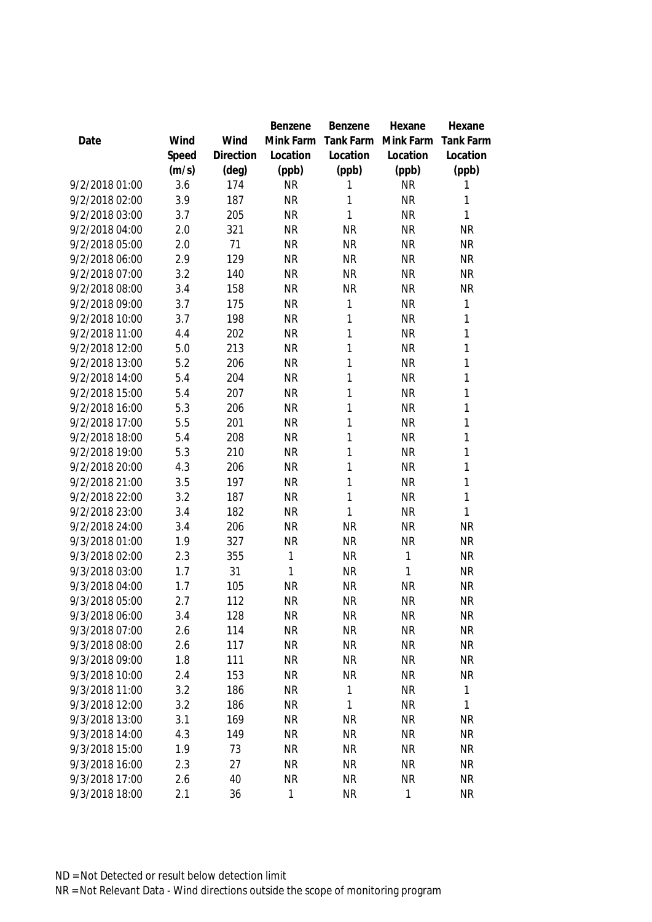| Date | Wind Speed (m/s) | Wind Direction (deg) | Benzene Mink Farm Location (ppb) | Benzene Tank Farm Location (ppb) | Hexane Mink Farm Location (ppb) | Hexane Tank Farm Location (ppb) |
|---|---|---|---|---|---|---|
| 9/2/2018 01:00 | 3.6 | 174 | NR | 1 | NR | 1 |
| 9/2/2018 02:00 | 3.9 | 187 | NR | 1 | NR | 1 |
| 9/2/2018 03:00 | 3.7 | 205 | NR | 1 | NR | 1 |
| 9/2/2018 04:00 | 2.0 | 321 | NR | NR | NR | NR |
| 9/2/2018 05:00 | 2.0 | 71 | NR | NR | NR | NR |
| 9/2/2018 06:00 | 2.9 | 129 | NR | NR | NR | NR |
| 9/2/2018 07:00 | 3.2 | 140 | NR | NR | NR | NR |
| 9/2/2018 08:00 | 3.4 | 158 | NR | NR | NR | NR |
| 9/2/2018 09:00 | 3.7 | 175 | NR | 1 | NR | 1 |
| 9/2/2018 10:00 | 3.7 | 198 | NR | 1 | NR | 1 |
| 9/2/2018 11:00 | 4.4 | 202 | NR | 1 | NR | 1 |
| 9/2/2018 12:00 | 5.0 | 213 | NR | 1 | NR | 1 |
| 9/2/2018 13:00 | 5.2 | 206 | NR | 1 | NR | 1 |
| 9/2/2018 14:00 | 5.4 | 204 | NR | 1 | NR | 1 |
| 9/2/2018 15:00 | 5.4 | 207 | NR | 1 | NR | 1 |
| 9/2/2018 16:00 | 5.3 | 206 | NR | 1 | NR | 1 |
| 9/2/2018 17:00 | 5.5 | 201 | NR | 1 | NR | 1 |
| 9/2/2018 18:00 | 5.4 | 208 | NR | 1 | NR | 1 |
| 9/2/2018 19:00 | 5.3 | 210 | NR | 1 | NR | 1 |
| 9/2/2018 20:00 | 4.3 | 206 | NR | 1 | NR | 1 |
| 9/2/2018 21:00 | 3.5 | 197 | NR | 1 | NR | 1 |
| 9/2/2018 22:00 | 3.2 | 187 | NR | 1 | NR | 1 |
| 9/2/2018 23:00 | 3.4 | 182 | NR | 1 | NR | 1 |
| 9/2/2018 24:00 | 3.4 | 206 | NR | NR | NR | NR |
| 9/3/2018 01:00 | 1.9 | 327 | NR | NR | NR | NR |
| 9/3/2018 02:00 | 2.3 | 355 | 1 | NR | 1 | NR |
| 9/3/2018 03:00 | 1.7 | 31 | 1 | NR | 1 | NR |
| 9/3/2018 04:00 | 1.7 | 105 | NR | NR | NR | NR |
| 9/3/2018 05:00 | 2.7 | 112 | NR | NR | NR | NR |
| 9/3/2018 06:00 | 3.4 | 128 | NR | NR | NR | NR |
| 9/3/2018 07:00 | 2.6 | 114 | NR | NR | NR | NR |
| 9/3/2018 08:00 | 2.6 | 117 | NR | NR | NR | NR |
| 9/3/2018 09:00 | 1.8 | 111 | NR | NR | NR | NR |
| 9/3/2018 10:00 | 2.4 | 153 | NR | NR | NR | NR |
| 9/3/2018 11:00 | 3.2 | 186 | NR | 1 | NR | 1 |
| 9/3/2018 12:00 | 3.2 | 186 | NR | 1 | NR | 1 |
| 9/3/2018 13:00 | 3.1 | 169 | NR | NR | NR | NR |
| 9/3/2018 14:00 | 4.3 | 149 | NR | NR | NR | NR |
| 9/3/2018 15:00 | 1.9 | 73 | NR | NR | NR | NR |
| 9/3/2018 16:00 | 2.3 | 27 | NR | NR | NR | NR |
| 9/3/2018 17:00 | 2.6 | 40 | NR | NR | NR | NR |
| 9/3/2018 18:00 | 2.1 | 36 | 1 | NR | 1 | NR |

ND = Not Detected or result below detection limit

NR = Not Relevant Data - Wind directions outside the scope of monitoring program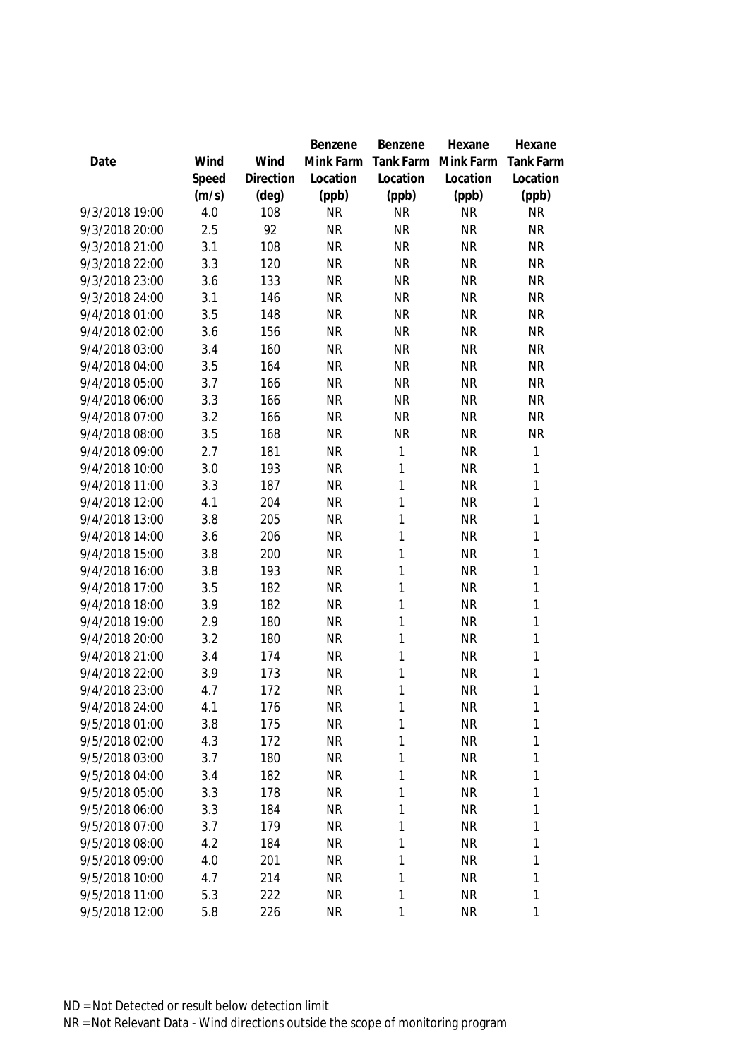| Date | Wind Speed (m/s) | Wind Direction (deg) | Benzene Mink Farm Location (ppb) | Benzene Tank Farm Location (ppb) | Hexane Mink Farm Location (ppb) | Hexane Tank Farm Location (ppb) |
|---|---|---|---|---|---|---|
| 9/3/2018 19:00 | 4.0 | 108 | NR | NR | NR | NR |
| 9/3/2018 20:00 | 2.5 | 92 | NR | NR | NR | NR |
| 9/3/2018 21:00 | 3.1 | 108 | NR | NR | NR | NR |
| 9/3/2018 22:00 | 3.3 | 120 | NR | NR | NR | NR |
| 9/3/2018 23:00 | 3.6 | 133 | NR | NR | NR | NR |
| 9/3/2018 24:00 | 3.1 | 146 | NR | NR | NR | NR |
| 9/4/2018 01:00 | 3.5 | 148 | NR | NR | NR | NR |
| 9/4/2018 02:00 | 3.6 | 156 | NR | NR | NR | NR |
| 9/4/2018 03:00 | 3.4 | 160 | NR | NR | NR | NR |
| 9/4/2018 04:00 | 3.5 | 164 | NR | NR | NR | NR |
| 9/4/2018 05:00 | 3.7 | 166 | NR | NR | NR | NR |
| 9/4/2018 06:00 | 3.3 | 166 | NR | NR | NR | NR |
| 9/4/2018 07:00 | 3.2 | 166 | NR | NR | NR | NR |
| 9/4/2018 08:00 | 3.5 | 168 | NR | NR | NR | NR |
| 9/4/2018 09:00 | 2.7 | 181 | NR | 1 | NR | 1 |
| 9/4/2018 10:00 | 3.0 | 193 | NR | 1 | NR | 1 |
| 9/4/2018 11:00 | 3.3 | 187 | NR | 1 | NR | 1 |
| 9/4/2018 12:00 | 4.1 | 204 | NR | 1 | NR | 1 |
| 9/4/2018 13:00 | 3.8 | 205 | NR | 1 | NR | 1 |
| 9/4/2018 14:00 | 3.6 | 206 | NR | 1 | NR | 1 |
| 9/4/2018 15:00 | 3.8 | 200 | NR | 1 | NR | 1 |
| 9/4/2018 16:00 | 3.8 | 193 | NR | 1 | NR | 1 |
| 9/4/2018 17:00 | 3.5 | 182 | NR | 1 | NR | 1 |
| 9/4/2018 18:00 | 3.9 | 182 | NR | 1 | NR | 1 |
| 9/4/2018 19:00 | 2.9 | 180 | NR | 1 | NR | 1 |
| 9/4/2018 20:00 | 3.2 | 180 | NR | 1 | NR | 1 |
| 9/4/2018 21:00 | 3.4 | 174 | NR | 1 | NR | 1 |
| 9/4/2018 22:00 | 3.9 | 173 | NR | 1 | NR | 1 |
| 9/4/2018 23:00 | 4.7 | 172 | NR | 1 | NR | 1 |
| 9/4/2018 24:00 | 4.1 | 176 | NR | 1 | NR | 1 |
| 9/5/2018 01:00 | 3.8 | 175 | NR | 1 | NR | 1 |
| 9/5/2018 02:00 | 4.3 | 172 | NR | 1 | NR | 1 |
| 9/5/2018 03:00 | 3.7 | 180 | NR | 1 | NR | 1 |
| 9/5/2018 04:00 | 3.4 | 182 | NR | 1 | NR | 1 |
| 9/5/2018 05:00 | 3.3 | 178 | NR | 1 | NR | 1 |
| 9/5/2018 06:00 | 3.3 | 184 | NR | 1 | NR | 1 |
| 9/5/2018 07:00 | 3.7 | 179 | NR | 1 | NR | 1 |
| 9/5/2018 08:00 | 4.2 | 184 | NR | 1 | NR | 1 |
| 9/5/2018 09:00 | 4.0 | 201 | NR | 1 | NR | 1 |
| 9/5/2018 10:00 | 4.7 | 214 | NR | 1 | NR | 1 |
| 9/5/2018 11:00 | 5.3 | 222 | NR | 1 | NR | 1 |
| 9/5/2018 12:00 | 5.8 | 226 | NR | 1 | NR | 1 |

ND = Not Detected or result below detection limit

NR = Not Relevant Data - Wind directions outside the scope of monitoring program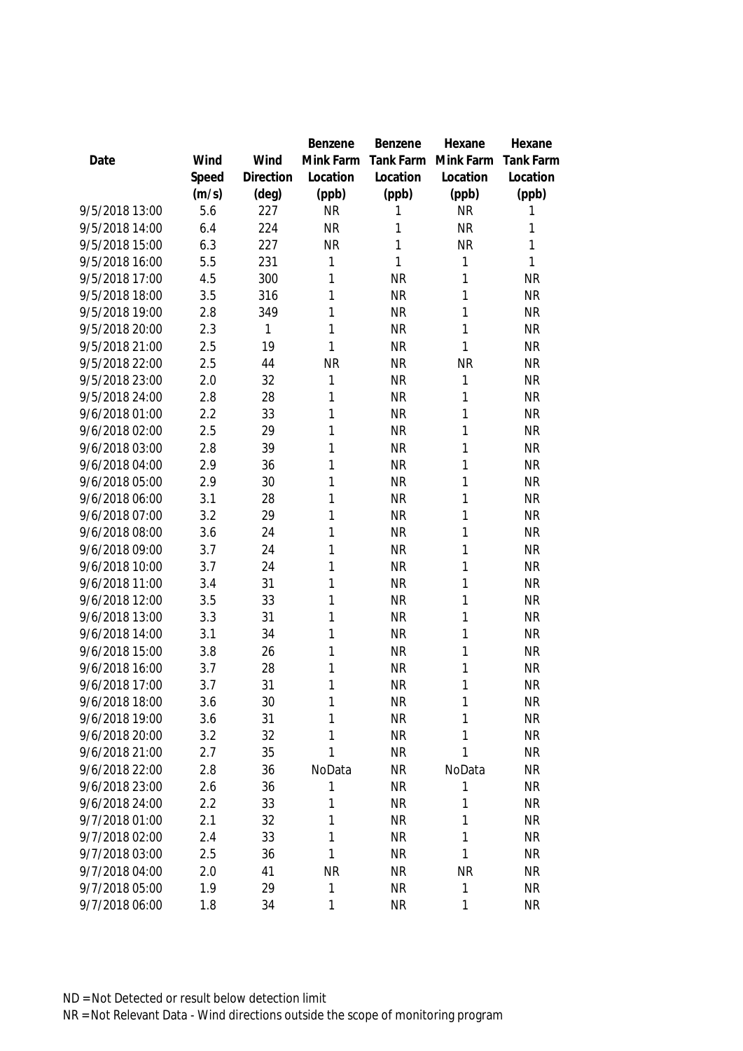| Date | Wind Speed (m/s) | Wind Direction (deg) | Benzene Mink Farm Location (ppb) | Benzene Tank Farm Location (ppb) | Hexane Mink Farm Location (ppb) | Hexane Tank Farm Location (ppb) |
|---|---|---|---|---|---|---|
| 9/5/2018 13:00 | 5.6 | 227 | NR | 1 | NR | 1 |
| 9/5/2018 14:00 | 6.4 | 224 | NR | 1 | NR | 1 |
| 9/5/2018 15:00 | 6.3 | 227 | NR | 1 | NR | 1 |
| 9/5/2018 16:00 | 5.5 | 231 | 1 | 1 | 1 | 1 |
| 9/5/2018 17:00 | 4.5 | 300 | 1 | NR | 1 | NR |
| 9/5/2018 18:00 | 3.5 | 316 | 1 | NR | 1 | NR |
| 9/5/2018 19:00 | 2.8 | 349 | 1 | NR | 1 | NR |
| 9/5/2018 20:00 | 2.3 | 1 | 1 | NR | 1 | NR |
| 9/5/2018 21:00 | 2.5 | 19 | 1 | NR | 1 | NR |
| 9/5/2018 22:00 | 2.5 | 44 | NR | NR | NR | NR |
| 9/5/2018 23:00 | 2.0 | 32 | 1 | NR | 1 | NR |
| 9/5/2018 24:00 | 2.8 | 28 | 1 | NR | 1 | NR |
| 9/6/2018 01:00 | 2.2 | 33 | 1 | NR | 1 | NR |
| 9/6/2018 02:00 | 2.5 | 29 | 1 | NR | 1 | NR |
| 9/6/2018 03:00 | 2.8 | 39 | 1 | NR | 1 | NR |
| 9/6/2018 04:00 | 2.9 | 36 | 1 | NR | 1 | NR |
| 9/6/2018 05:00 | 2.9 | 30 | 1 | NR | 1 | NR |
| 9/6/2018 06:00 | 3.1 | 28 | 1 | NR | 1 | NR |
| 9/6/2018 07:00 | 3.2 | 29 | 1 | NR | 1 | NR |
| 9/6/2018 08:00 | 3.6 | 24 | 1 | NR | 1 | NR |
| 9/6/2018 09:00 | 3.7 | 24 | 1 | NR | 1 | NR |
| 9/6/2018 10:00 | 3.7 | 24 | 1 | NR | 1 | NR |
| 9/6/2018 11:00 | 3.4 | 31 | 1 | NR | 1 | NR |
| 9/6/2018 12:00 | 3.5 | 33 | 1 | NR | 1 | NR |
| 9/6/2018 13:00 | 3.3 | 31 | 1 | NR | 1 | NR |
| 9/6/2018 14:00 | 3.1 | 34 | 1 | NR | 1 | NR |
| 9/6/2018 15:00 | 3.8 | 26 | 1 | NR | 1 | NR |
| 9/6/2018 16:00 | 3.7 | 28 | 1 | NR | 1 | NR |
| 9/6/2018 17:00 | 3.7 | 31 | 1 | NR | 1 | NR |
| 9/6/2018 18:00 | 3.6 | 30 | 1 | NR | 1 | NR |
| 9/6/2018 19:00 | 3.6 | 31 | 1 | NR | 1 | NR |
| 9/6/2018 20:00 | 3.2 | 32 | 1 | NR | 1 | NR |
| 9/6/2018 21:00 | 2.7 | 35 | 1 | NR | 1 | NR |
| 9/6/2018 22:00 | 2.8 | 36 | NoData | NR | NoData | NR |
| 9/6/2018 23:00 | 2.6 | 36 | 1 | NR | 1 | NR |
| 9/6/2018 24:00 | 2.2 | 33 | 1 | NR | 1 | NR |
| 9/7/2018 01:00 | 2.1 | 32 | 1 | NR | 1 | NR |
| 9/7/2018 02:00 | 2.4 | 33 | 1 | NR | 1 | NR |
| 9/7/2018 03:00 | 2.5 | 36 | 1 | NR | 1 | NR |
| 9/7/2018 04:00 | 2.0 | 41 | NR | NR | NR | NR |
| 9/7/2018 05:00 | 1.9 | 29 | 1 | NR | 1 | NR |
| 9/7/2018 06:00 | 1.8 | 34 | 1 | NR | 1 | NR |

ND = Not Detected or result below detection limit

NR = Not Relevant Data - Wind directions outside the scope of monitoring program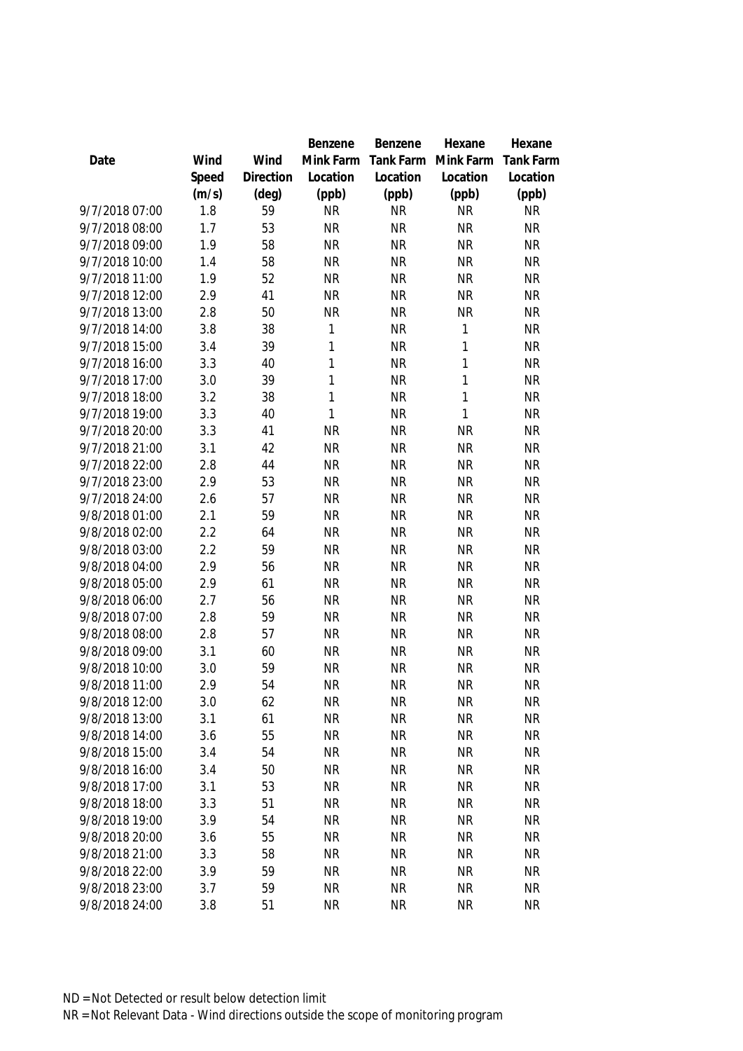| Date | Wind Speed (m/s) | Wind Direction (deg) | Benzene Mink Farm Location (ppb) | Benzene Tank Farm Location (ppb) | Hexane Mink Farm Location (ppb) | Hexane Tank Farm Location (ppb) |
|---|---|---|---|---|---|---|
| 9/7/2018 07:00 | 1.8 | 59 | NR | NR | NR | NR |
| 9/7/2018 08:00 | 1.7 | 53 | NR | NR | NR | NR |
| 9/7/2018 09:00 | 1.9 | 58 | NR | NR | NR | NR |
| 9/7/2018 10:00 | 1.4 | 58 | NR | NR | NR | NR |
| 9/7/2018 11:00 | 1.9 | 52 | NR | NR | NR | NR |
| 9/7/2018 12:00 | 2.9 | 41 | NR | NR | NR | NR |
| 9/7/2018 13:00 | 2.8 | 50 | NR | NR | NR | NR |
| 9/7/2018 14:00 | 3.8 | 38 | 1 | NR | 1 | NR |
| 9/7/2018 15:00 | 3.4 | 39 | 1 | NR | 1 | NR |
| 9/7/2018 16:00 | 3.3 | 40 | 1 | NR | 1 | NR |
| 9/7/2018 17:00 | 3.0 | 39 | 1 | NR | 1 | NR |
| 9/7/2018 18:00 | 3.2 | 38 | 1 | NR | 1 | NR |
| 9/7/2018 19:00 | 3.3 | 40 | 1 | NR | 1 | NR |
| 9/7/2018 20:00 | 3.3 | 41 | NR | NR | NR | NR |
| 9/7/2018 21:00 | 3.1 | 42 | NR | NR | NR | NR |
| 9/7/2018 22:00 | 2.8 | 44 | NR | NR | NR | NR |
| 9/7/2018 23:00 | 2.9 | 53 | NR | NR | NR | NR |
| 9/7/2018 24:00 | 2.6 | 57 | NR | NR | NR | NR |
| 9/8/2018 01:00 | 2.1 | 59 | NR | NR | NR | NR |
| 9/8/2018 02:00 | 2.2 | 64 | NR | NR | NR | NR |
| 9/8/2018 03:00 | 2.2 | 59 | NR | NR | NR | NR |
| 9/8/2018 04:00 | 2.9 | 56 | NR | NR | NR | NR |
| 9/8/2018 05:00 | 2.9 | 61 | NR | NR | NR | NR |
| 9/8/2018 06:00 | 2.7 | 56 | NR | NR | NR | NR |
| 9/8/2018 07:00 | 2.8 | 59 | NR | NR | NR | NR |
| 9/8/2018 08:00 | 2.8 | 57 | NR | NR | NR | NR |
| 9/8/2018 09:00 | 3.1 | 60 | NR | NR | NR | NR |
| 9/8/2018 10:00 | 3.0 | 59 | NR | NR | NR | NR |
| 9/8/2018 11:00 | 2.9 | 54 | NR | NR | NR | NR |
| 9/8/2018 12:00 | 3.0 | 62 | NR | NR | NR | NR |
| 9/8/2018 13:00 | 3.1 | 61 | NR | NR | NR | NR |
| 9/8/2018 14:00 | 3.6 | 55 | NR | NR | NR | NR |
| 9/8/2018 15:00 | 3.4 | 54 | NR | NR | NR | NR |
| 9/8/2018 16:00 | 3.4 | 50 | NR | NR | NR | NR |
| 9/8/2018 17:00 | 3.1 | 53 | NR | NR | NR | NR |
| 9/8/2018 18:00 | 3.3 | 51 | NR | NR | NR | NR |
| 9/8/2018 19:00 | 3.9 | 54 | NR | NR | NR | NR |
| 9/8/2018 20:00 | 3.6 | 55 | NR | NR | NR | NR |
| 9/8/2018 21:00 | 3.3 | 58 | NR | NR | NR | NR |
| 9/8/2018 22:00 | 3.9 | 59 | NR | NR | NR | NR |
| 9/8/2018 23:00 | 3.7 | 59 | NR | NR | NR | NR |
| 9/8/2018 24:00 | 3.8 | 51 | NR | NR | NR | NR |

ND = Not Detected or result below detection limit

NR = Not Relevant Data - Wind directions outside the scope of monitoring program